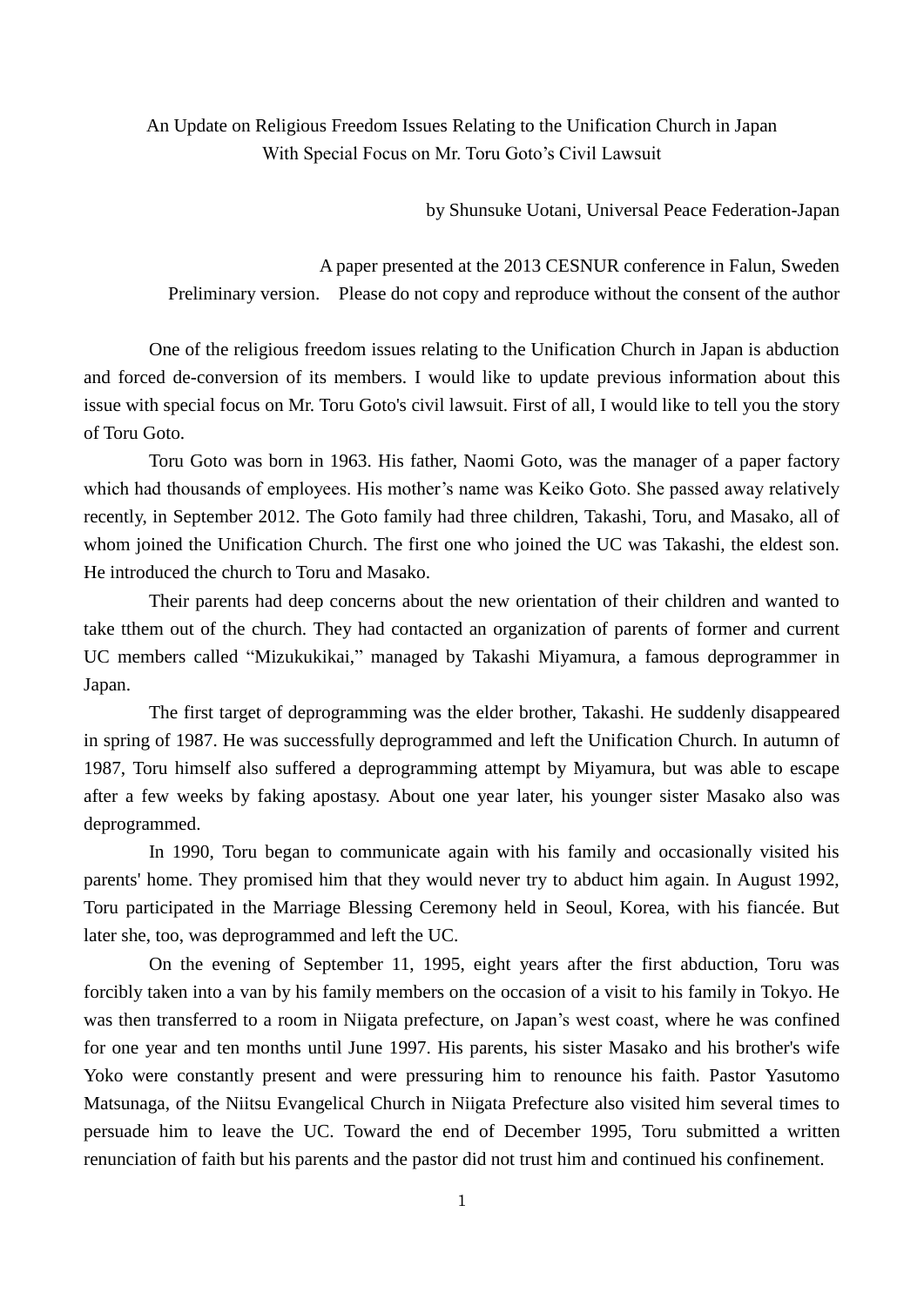# An Update on Religious Freedom Issues Relating to the Unification Church in Japan With Special Focus on Mr. Toru Goto's Civil Lawsuit

by Shunsuke Uotani, Universal Peace Federation-Japan

A paper presented at the 2013 CESNUR conference in Falun, Sweden
Preliminary version. Please do not copy and reproduce without the consent of the author

One of the religious freedom issues relating to the Unification Church in Japan is abduction and forced de-conversion of its members. I would like to update previous information about this issue with special focus on Mr. Toru Goto's civil lawsuit. First of all, I would like to tell you the story of Toru Goto.

Toru Goto was born in 1963. His father, Naomi Goto, was the manager of a paper factory which had thousands of employees. His mother's name was Keiko Goto. She passed away relatively recently, in September 2012. The Goto family had three children, Takashi, Toru, and Masako, all of whom joined the Unification Church. The first one who joined the UC was Takashi, the eldest son. He introduced the church to Toru and Masako.

Their parents had deep concerns about the new orientation of their children and wanted to take tthem out of the church. They had contacted an organization of parents of former and current UC members called "Mizukukikai," managed by Takashi Miyamura, a famous deprogrammer in Japan.

The first target of deprogramming was the elder brother, Takashi. He suddenly disappeared in spring of 1987. He was successfully deprogrammed and left the Unification Church. In autumn of 1987, Toru himself also suffered a deprogramming attempt by Miyamura, but was able to escape after a few weeks by faking apostasy. About one year later, his younger sister Masako also was deprogrammed.

In 1990, Toru began to communicate again with his family and occasionally visited his parents' home. They promised him that they would never try to abduct him again. In August 1992, Toru participated in the Marriage Blessing Ceremony held in Seoul, Korea, with his fiancée. But later she, too, was deprogrammed and left the UC.

On the evening of September 11, 1995, eight years after the first abduction, Toru was forcibly taken into a van by his family members on the occasion of a visit to his family in Tokyo. He was then transferred to a room in Niigata prefecture, on Japan's west coast, where he was confined for one year and ten months until June 1997. His parents, his sister Masako and his brother's wife Yoko were constantly present and were pressuring him to renounce his faith. Pastor Yasutomo Matsunaga, of the Niitsu Evangelical Church in Niigata Prefecture also visited him several times to persuade him to leave the UC. Toward the end of December 1995, Toru submitted a written renunciation of faith but his parents and the pastor did not trust him and continued his confinement.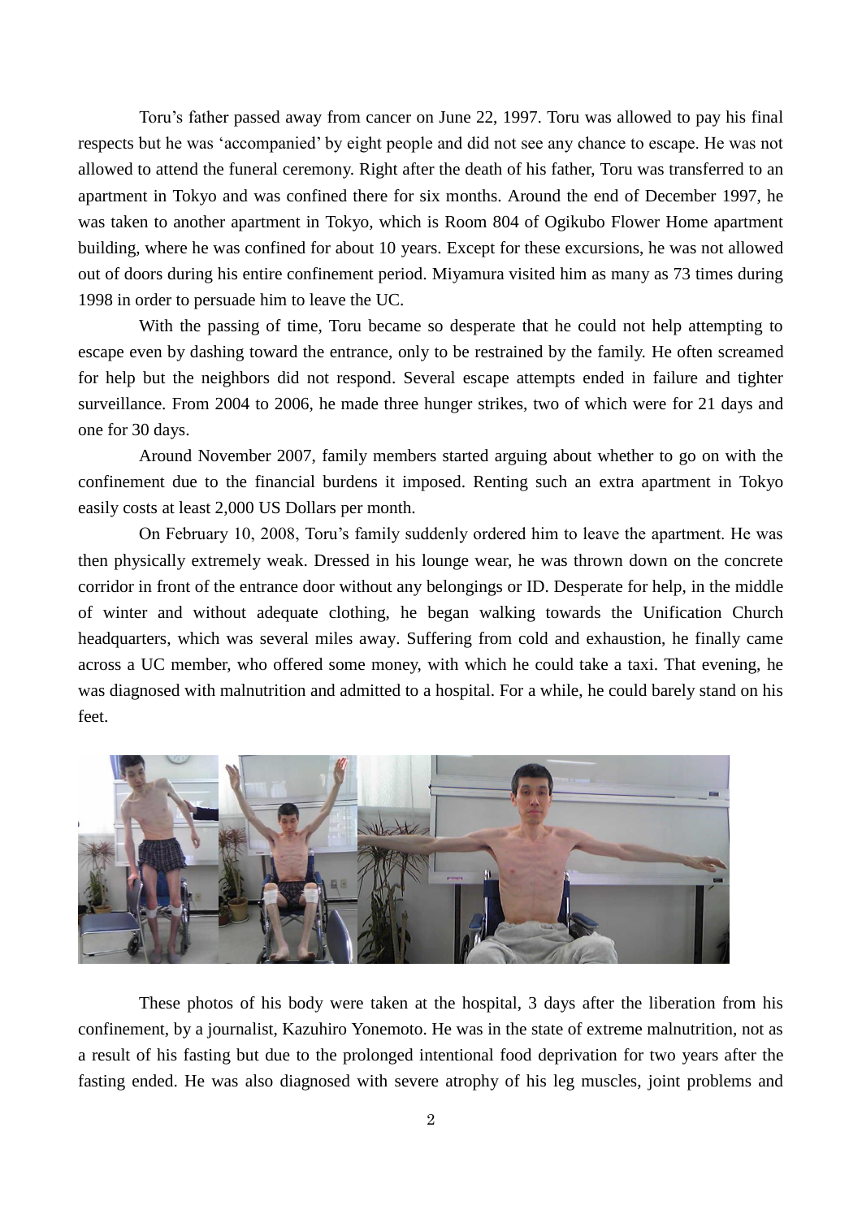Toru's father passed away from cancer on June 22, 1997. Toru was allowed to pay his final respects but he was 'accompanied' by eight people and did not see any chance to escape. He was not allowed to attend the funeral ceremony. Right after the death of his father, Toru was transferred to an apartment in Tokyo and was confined there for six months. Around the end of December 1997, he was taken to another apartment in Tokyo, which is Room 804 of Ogikubo Flower Home apartment building, where he was confined for about 10 years. Except for these excursions, he was not allowed out of doors during his entire confinement period. Miyamura visited him as many as 73 times during 1998 in order to persuade him to leave the UC.

With the passing of time, Toru became so desperate that he could not help attempting to escape even by dashing toward the entrance, only to be restrained by the family. He often screamed for help but the neighbors did not respond. Several escape attempts ended in failure and tighter surveillance. From 2004 to 2006, he made three hunger strikes, two of which were for 21 days and one for 30 days.

Around November 2007, family members started arguing about whether to go on with the confinement due to the financial burdens it imposed. Renting such an extra apartment in Tokyo easily costs at least 2,000 US Dollars per month.

On February 10, 2008, Toru's family suddenly ordered him to leave the apartment. He was then physically extremely weak. Dressed in his lounge wear, he was thrown down on the concrete corridor in front of the entrance door without any belongings or ID. Desperate for help, in the middle of winter and without adequate clothing, he began walking towards the Unification Church headquarters, which was several miles away. Suffering from cold and exhaustion, he finally came across a UC member, who offered some money, with which he could take a taxi. That evening, he was diagnosed with malnutrition and admitted to a hospital. For a while, he could barely stand on his feet.

These photos of his body were taken at the hospital, 3 days after the liberation from his confinement, by a journalist, Kazuhiro Yonemoto. He was in the state of extreme malnutrition, not as a result of his fasting but due to the prolonged intentional food deprivation for two years after the fasting ended. He was also diagnosed with severe atrophy of his leg muscles, joint problems and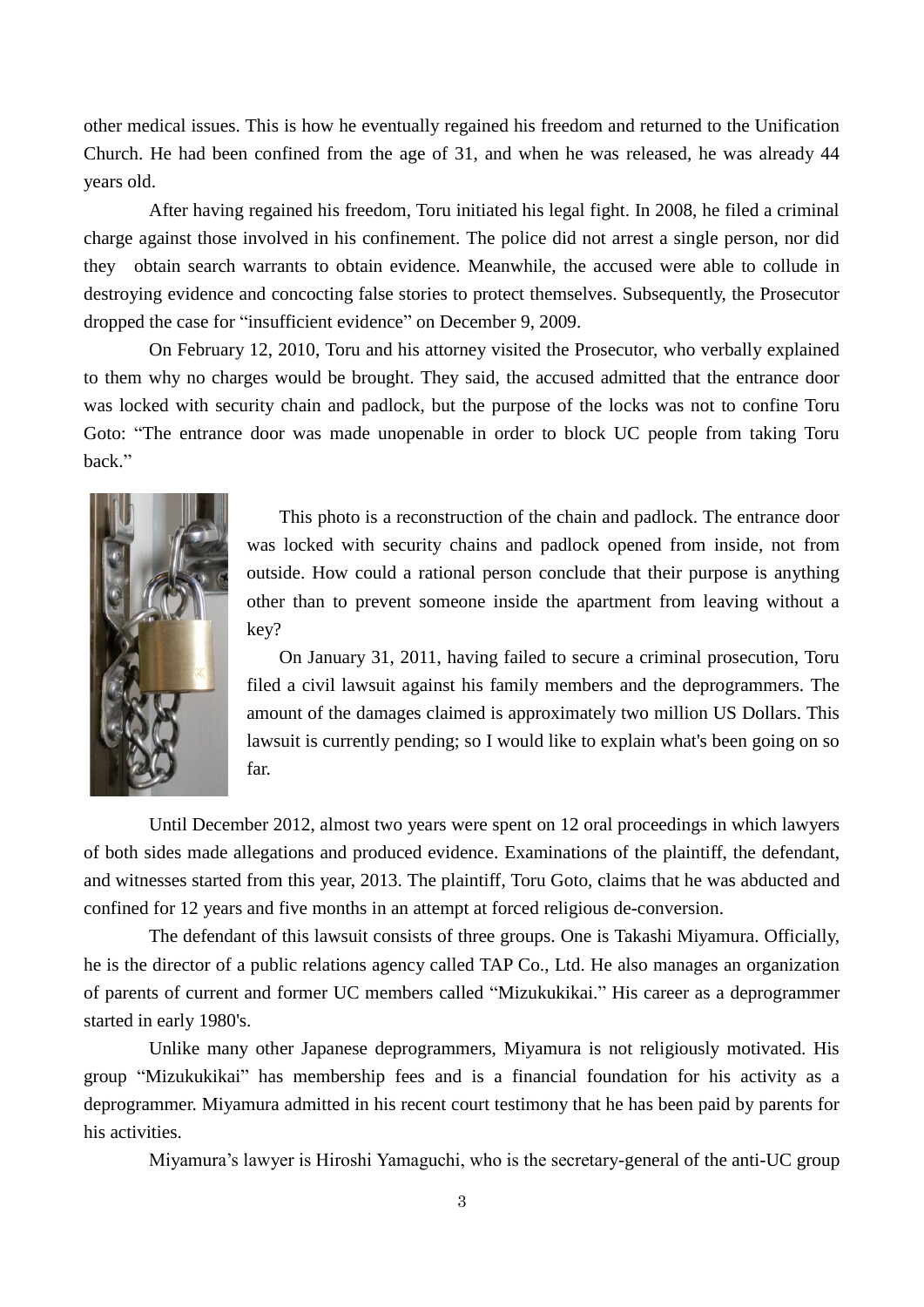other medical issues. This is how he eventually regained his freedom and returned to the Unification Church. He had been confined from the age of 31, and when he was released, he was already 44 years old.

After having regained his freedom, Toru initiated his legal fight. In 2008, he filed a criminal charge against those involved in his confinement. The police did not arrest a single person, nor did they obtain search warrants to obtain evidence. Meanwhile, the accused were able to collude in destroying evidence and concocting false stories to protect themselves. Subsequently, the Prosecutor dropped the case for "insufficient evidence" on December 9, 2009.

On February 12, 2010, Toru and his attorney visited the Prosecutor, who verbally explained to them why no charges would be brought. They said, the accused admitted that the entrance door was locked with security chain and padlock, but the purpose of the locks was not to confine Toru Goto: "The entrance door was made unopenable in order to block UC people from taking Toru back."

This photo is a reconstruction of the chain and padlock. The entrance door was locked with security chains and padlock opened from inside, not from outside. How could a rational person conclude that their purpose is anything other than to prevent someone inside the apartment from leaving without a key?

On January 31, 2011, having failed to secure a criminal prosecution, Toru filed a civil lawsuit against his family members and the deprogrammers. The amount of the damages claimed is approximately two million US Dollars. This lawsuit is currently pending; so I would like to explain what's been going on so far.

Until December 2012, almost two years were spent on 12 oral proceedings in which lawyers of both sides made allegations and produced evidence. Examinations of the plaintiff, the defendant, and witnesses started from this year, 2013. The plaintiff, Toru Goto, claims that he was abducted and confined for 12 years and five months in an attempt at forced religious de-conversion.

The defendant of this lawsuit consists of three groups. One is Takashi Miyamura. Officially, he is the director of a public relations agency called TAP Co., Ltd. He also manages an organization of parents of current and former UC members called "Mizukukikai." His career as a deprogrammer started in early 1980's.

Unlike many other Japanese deprogrammers, Miyamura is not religiously motivated. His group "Mizukukikai" has membership fees and is a financial foundation for his activity as a deprogrammer. Miyamura admitted in his recent court testimony that he has been paid by parents for his activities.

Miyamura's lawyer is Hiroshi Yamaguchi, who is the secretary-general of the anti-UC group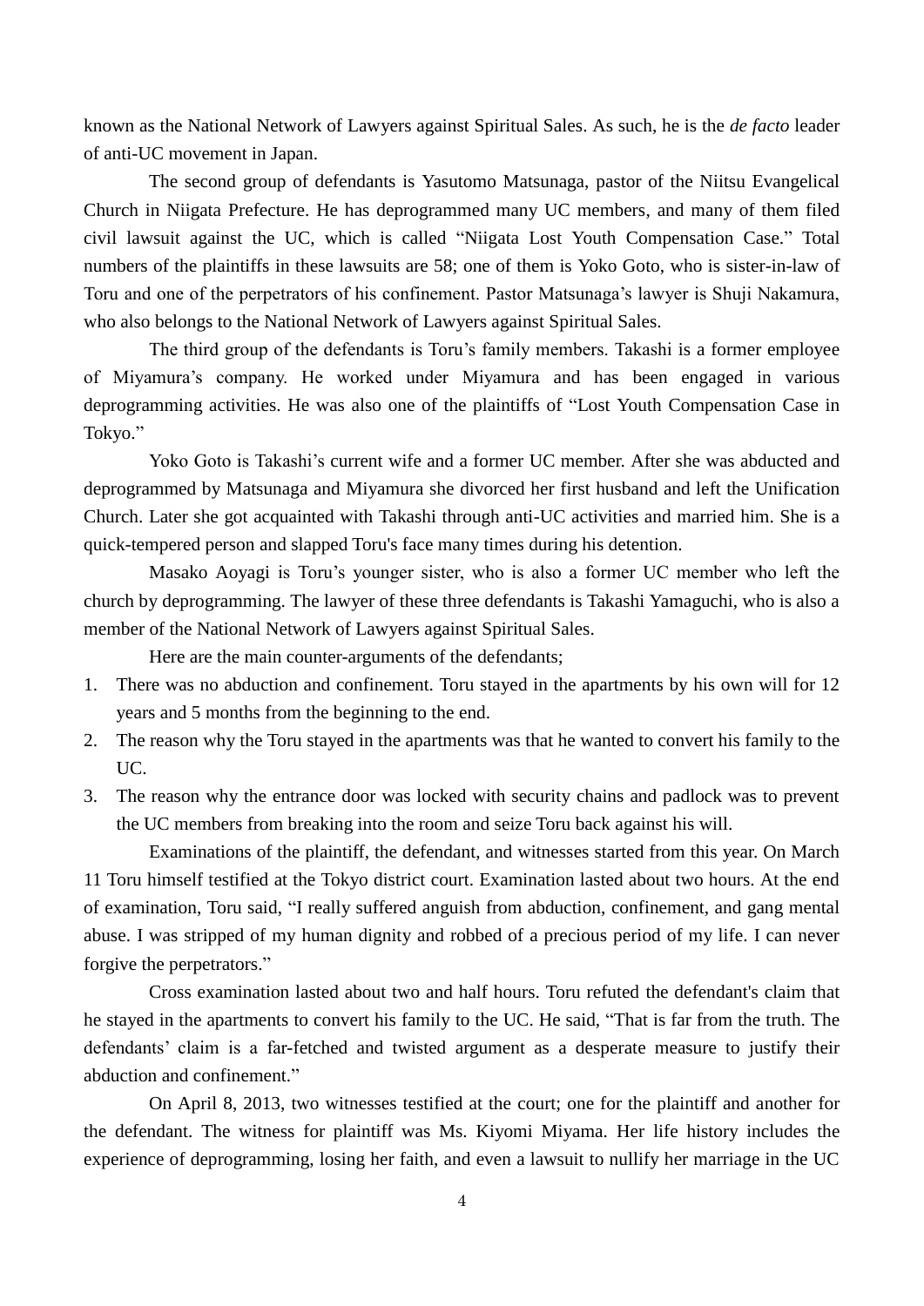known as the National Network of Lawyers against Spiritual Sales. As such, he is the *de facto* leader of anti-UC movement in Japan.

The second group of defendants is Yasutomo Matsunaga, pastor of the Niitsu Evangelical Church in Niigata Prefecture. He has deprogrammed many UC members, and many of them filed civil lawsuit against the UC, which is called "Niigata Lost Youth Compensation Case." Total numbers of the plaintiffs in these lawsuits are 58; one of them is Yoko Goto, who is sister-in-law of Toru and one of the perpetrators of his confinement. Pastor Matsunaga's lawyer is Shuji Nakamura, who also belongs to the National Network of Lawyers against Spiritual Sales.

The third group of the defendants is Toru's family members. Takashi is a former employee of Miyamura's company. He worked under Miyamura and has been engaged in various deprogramming activities. He was also one of the plaintiffs of "Lost Youth Compensation Case in Tokyo."

Yoko Goto is Takashi's current wife and a former UC member. After she was abducted and deprogrammed by Matsunaga and Miyamura she divorced her first husband and left the Unification Church. Later she got acquainted with Takashi through anti-UC activities and married him. She is a quick-tempered person and slapped Toru's face many times during his detention.

Masako Aoyagi is Toru's younger sister, who is also a former UC member who left the church by deprogramming. The lawyer of these three defendants is Takashi Yamaguchi, who is also a member of the National Network of Lawyers against Spiritual Sales.

Here are the main counter-arguments of the defendants;

1. There was no abduction and confinement. Toru stayed in the apartments by his own will for 12 years and 5 months from the beginning to the end.
2. The reason why the Toru stayed in the apartments was that he wanted to convert his family to the UC.
3. The reason why the entrance door was locked with security chains and padlock was to prevent the UC members from breaking into the room and seize Toru back against his will.

Examinations of the plaintiff, the defendant, and witnesses started from this year. On March 11 Toru himself testified at the Tokyo district court. Examination lasted about two hours. At the end of examination, Toru said, "I really suffered anguish from abduction, confinement, and gang mental abuse. I was stripped of my human dignity and robbed of a precious period of my life. I can never forgive the perpetrators."

Cross examination lasted about two and half hours. Toru refuted the defendant's claim that he stayed in the apartments to convert his family to the UC. He said, "That is far from the truth. The defendants' claim is a far-fetched and twisted argument as a desperate measure to justify their abduction and confinement."

On April 8, 2013, two witnesses testified at the court; one for the plaintiff and another for the defendant. The witness for plaintiff was Ms. Kiyomi Miyama. Her life history includes the experience of deprogramming, losing her faith, and even a lawsuit to nullify her marriage in the UC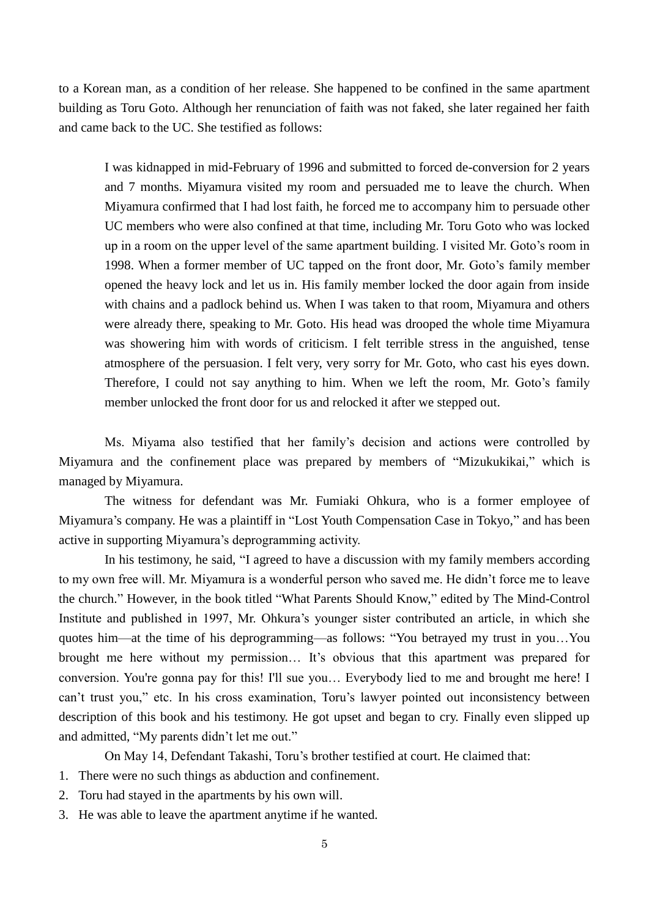to a Korean man, as a condition of her release. She happened to be confined in the same apartment building as Toru Goto. Although her renunciation of faith was not faked, she later regained her faith and came back to the UC. She testified as follows:

> I was kidnapped in mid-February of 1996 and submitted to forced de-conversion for 2 years and 7 months. Miyamura visited my room and persuaded me to leave the church. When Miyamura confirmed that I had lost faith, he forced me to accompany him to persuade other UC members who were also confined at that time, including Mr. Toru Goto who was locked up in a room on the upper level of the same apartment building. I visited Mr. Goto's room in 1998. When a former member of UC tapped on the front door, Mr. Goto's family member opened the heavy lock and let us in. His family member locked the door again from inside with chains and a padlock behind us. When I was taken to that room, Miyamura and others were already there, speaking to Mr. Goto. His head was drooped the whole time Miyamura was showering him with words of criticism. I felt terrible stress in the anguished, tense atmosphere of the persuasion. I felt very, very sorry for Mr. Goto, who cast his eyes down. Therefore, I could not say anything to him. When we left the room, Mr. Goto's family member unlocked the front door for us and relocked it after we stepped out.

Ms. Miyama also testified that her family's decision and actions were controlled by Miyamura and the confinement place was prepared by members of "Mizukukikai," which is managed by Miyamura.

The witness for defendant was Mr. Fumiaki Ohkura, who is a former employee of Miyamura's company. He was a plaintiff in "Lost Youth Compensation Case in Tokyo," and has been active in supporting Miyamura's deprogramming activity.

In his testimony, he said, "I agreed to have a discussion with my family members according to my own free will. Mr. Miyamura is a wonderful person who saved me. He didn't force me to leave the church." However, in the book titled "What Parents Should Know," edited by The Mind-Control Institute and published in 1997, Mr. Ohkura's younger sister contributed an article, in which she quotes him—at the time of his deprogramming—as follows: "You betrayed my trust in you…You brought me here without my permission… It's obvious that this apartment was prepared for conversion. You're gonna pay for this! I'll sue you… Everybody lied to me and brought me here! I can't trust you," etc. In his cross examination, Toru's lawyer pointed out inconsistency between description of this book and his testimony. He got upset and began to cry. Finally even slipped up and admitted, "My parents didn't let me out."

On May 14, Defendant Takashi, Toru's brother testified at court. He claimed that:

1. There were no such things as abduction and confinement.
2. Toru had stayed in the apartments by his own will.
3. He was able to leave the apartment anytime if he wanted.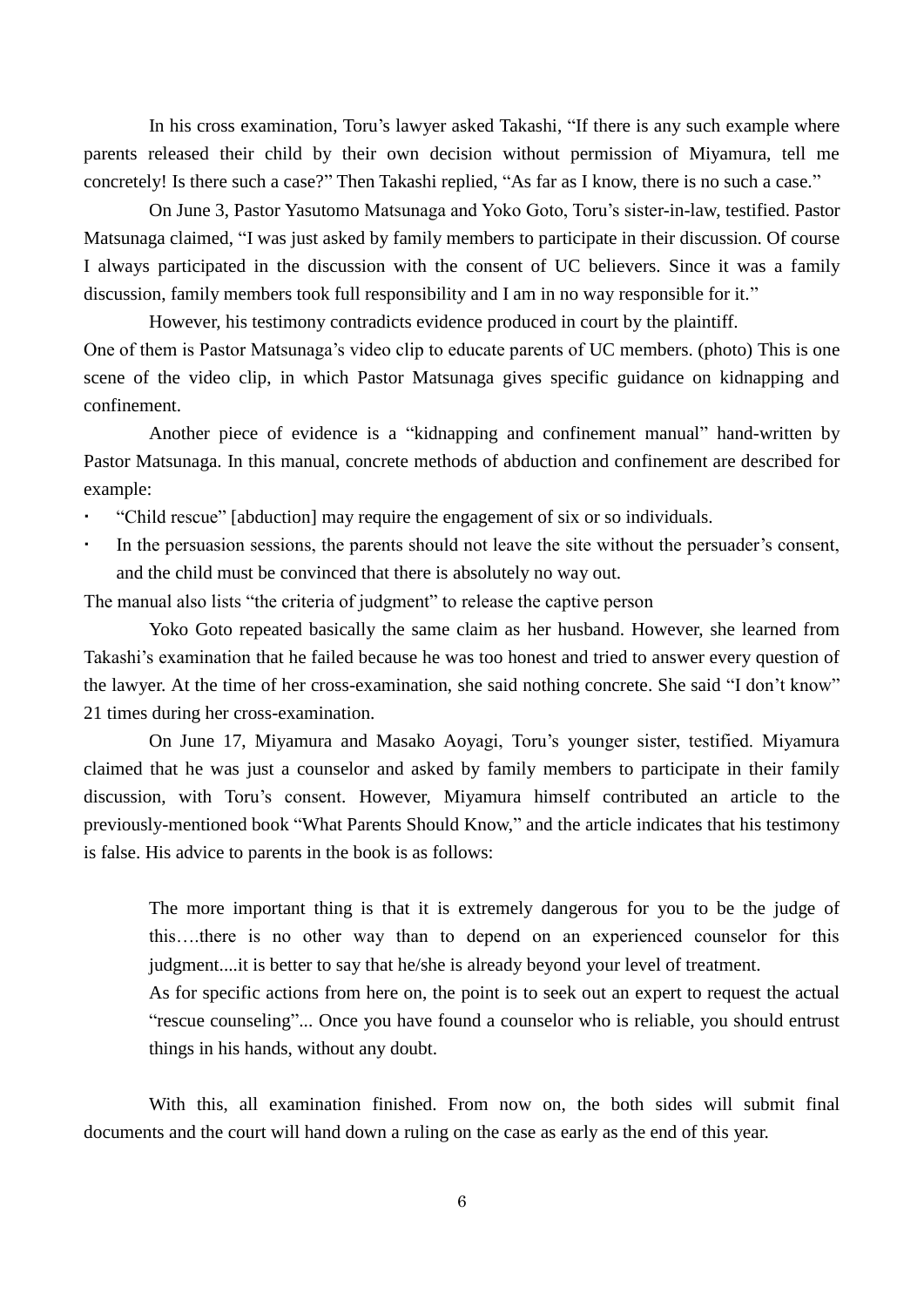In his cross examination, Toru's lawyer asked Takashi, "If there is any such example where parents released their child by their own decision without permission of Miyamura, tell me concretely! Is there such a case?" Then Takashi replied, "As far as I know, there is no such a case."

On June 3, Pastor Yasutomo Matsunaga and Yoko Goto, Toru's sister-in-law, testified. Pastor Matsunaga claimed, "I was just asked by family members to participate in their discussion. Of course I always participated in the discussion with the consent of UC believers. Since it was a family discussion, family members took full responsibility and I am in no way responsible for it."

However, his testimony contradicts evidence produced in court by the plaintiff. One of them is Pastor Matsunaga's video clip to educate parents of UC members. (photo) This is one scene of the video clip, in which Pastor Matsunaga gives specific guidance on kidnapping and confinement.

Another piece of evidence is a "kidnapping and confinement manual" hand-written by Pastor Matsunaga. In this manual, concrete methods of abduction and confinement are described for example:

- "Child rescue" [abduction] may require the engagement of six or so individuals.
- In the persuasion sessions, the parents should not leave the site without the persuader's consent, and the child must be convinced that there is absolutely no way out.

The manual also lists "the criteria of judgment" to release the captive person

Yoko Goto repeated basically the same claim as her husband. However, she learned from Takashi's examination that he failed because he was too honest and tried to answer every question of the lawyer. At the time of her cross-examination, she said nothing concrete. She said "I don't know" 21 times during her cross-examination.

On June 17, Miyamura and Masako Aoyagi, Toru's younger sister, testified. Miyamura claimed that he was just a counselor and asked by family members to participate in their family discussion, with Toru's consent. However, Miyamura himself contributed an article to the previously-mentioned book "What Parents Should Know," and the article indicates that his testimony is false. His advice to parents in the book is as follows:

> The more important thing is that it is extremely dangerous for you to be the judge of this….there is no other way than to depend on an experienced counselor for this judgment....it is better to say that he/she is already beyond your level of treatment.
>
> As for specific actions from here on, the point is to seek out an expert to request the actual "rescue counseling"... Once you have found a counselor who is reliable, you should entrust things in his hands, without any doubt.

With this, all examination finished. From now on, the both sides will submit final documents and the court will hand down a ruling on the case as early as the end of this year.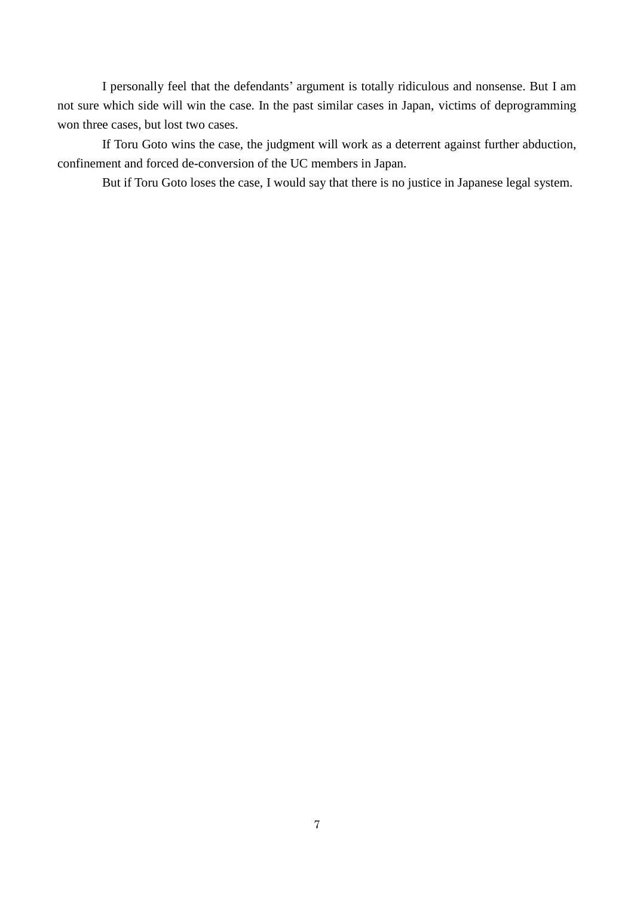I personally feel that the defendants' argument is totally ridiculous and nonsense. But I am not sure which side will win the case. In the past similar cases in Japan, victims of deprogramming won three cases, but lost two cases.

If Toru Goto wins the case, the judgment will work as a deterrent against further abduction, confinement and forced de-conversion of the UC members in Japan.

But if Toru Goto loses the case, I would say that there is no justice in Japanese legal system.